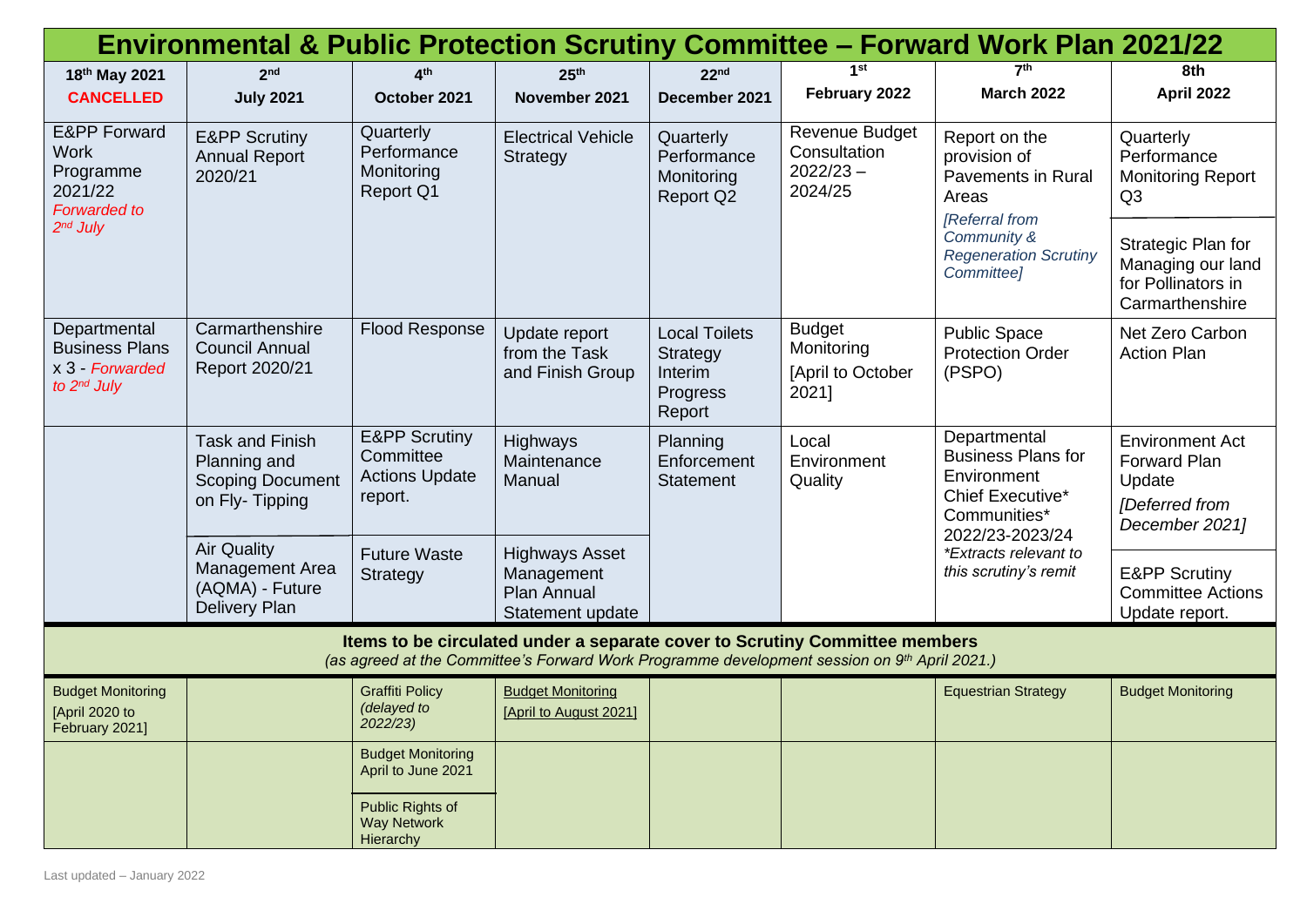# Environmental & Public Protection Scrutiny Committee – Forward Work Plan 2021/22

| 18th May 2021 **CANCELLED** | 2nd July 2021 | 4th October 2021 | 25th November 2021 | 22nd December 2021 | 1st February 2022 | 7th March 2022 | 8th April 2022 |
|---|---|---|---|---|---|---|---|
| E&PP Forward Work Programme 2021/22 *Forwarded to 2nd July* | E&PP Scrutiny Annual Report 2020/21 | Quarterly Performance Monitoring Report Q1 | Electrical Vehicle Strategy | Quarterly Performance Monitoring Report Q2 | Revenue Budget Consultation 2022/23 – 2024/25 | Report on the provision of Pavements in Rural Areas *[Referral from Community & Regeneration Scrutiny Committee]* | Quarterly Performance Monitoring Report Q3 |
| | | | | | | | Strategic Plan for Managing our land for Pollinators in Carmarthenshire |
| Departmental Business Plans x 3 - *Forwarded to 2nd July* | Carmarthenshire Council Annual Report 2020/21 | Flood Response | Update report from the Task and Finish Group | Local Toilets Strategy Interim Progress Report | Budget Monitoring [April to October 2021] | Public Space Protection Order (PSPO) | Net Zero Carbon Action Plan |
| | Task and Finish Planning and Scoping Document on Fly- Tipping | E&PP Scrutiny Committee Actions Update report. | Highways Maintenance Manual | Planning Enforcement Statement | Local Environment Quality | Departmental Business Plans for Environment Chief Executive* Communities* 2022/23-2023/24 *\*Extracts relevant to this scrutiny's remit* | Environment Act Forward Plan Update *[Deferred from December 2021]* |
| | Air Quality Management Area (AQMA) - Future Delivery Plan | Future Waste Strategy | Highways Asset Management Plan Annual Statement update | | | | E&PP Scrutiny Committee Actions Update report. |

**Items to be circulated under a separate cover to Scrutiny Committee members**
*(as agreed at the Committee's Forward Work Programme development session on 9th April 2021.)*

| 18th May 2021 | 2nd July 2021 | 4th October 2021 | 25th November 2021 | 22nd December 2021 | 1st February 2022 | 7th March 2022 | 8th April 2022 |
|---|---|---|---|---|---|---|---|
| Budget Monitoring [April 2020 to February 2021] | | Graffiti Policy *(delayed to 2022/23)* | Budget Monitoring [April to August 2021] | | | Equestrian Strategy | Budget Monitoring |
| | | Budget Monitoring April to June 2021 | | | | | |
| | | Public Rights of Way Network Hierarchy | | | | | |

Last updated – January 2022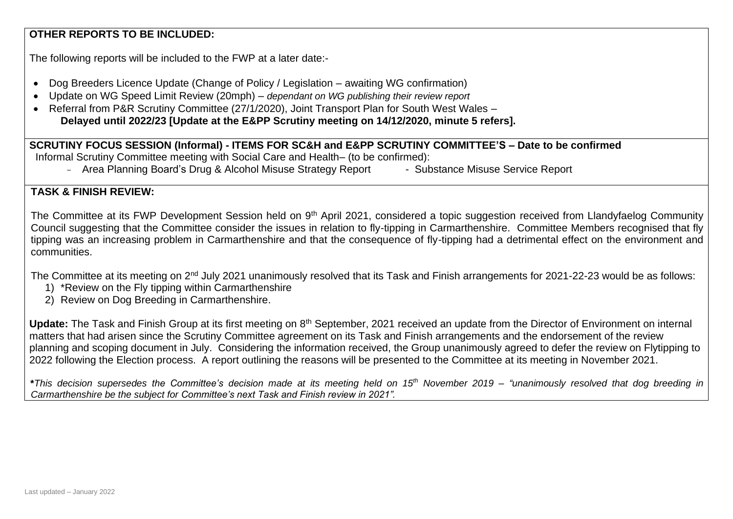**OTHER REPORTS TO BE INCLUDED:**

The following reports will be included to the FWP at a later date:-

- Dog Breeders Licence Update (Change of Policy / Legislation – awaiting WG confirmation)
- Update on WG Speed Limit Review (20mph) – *dependant on WG publishing their review report*
- Referral from P&R Scrutiny Committee (27/1/2020), Joint Transport Plan for South West Wales – **Delayed until 2022/23 [Update at the E&PP Scrutiny meeting on 14/12/2020, minute 5 refers].**

**SCRUTINY FOCUS SESSION (Informal) - ITEMS FOR SC&H and E&PP SCRUTINY COMMITTEE'S – Date to be confirmed**

Informal Scrutiny Committee meeting with Social Care and Health– (to be confirmed):

- Area Planning Board's Drug & Alcohol Misuse Strategy Report
- Substance Misuse Service Report

**TASK & FINISH REVIEW:**

The Committee at its FWP Development Session held on 9th April 2021, considered a topic suggestion received from Llandyfaelog Community Council suggesting that the Committee consider the issues in relation to fly-tipping in Carmarthenshire. Committee Members recognised that fly tipping was an increasing problem in Carmarthenshire and that the consequence of fly-tipping had a detrimental effect on the environment and communities.

The Committee at its meeting on 2nd July 2021 unanimously resolved that its Task and Finish arrangements for 2021-22-23 would be as follows:

1) *Review on the Fly tipping within Carmarthenshire
2) Review on Dog Breeding in Carmarthenshire.

**Update:** The Task and Finish Group at its first meeting on 8th September, 2021 received an update from the Director of Environment on internal matters that had arisen since the Scrutiny Committee agreement on its Task and Finish arrangements and the endorsement of the review planning and scoping document in July. Considering the information received, the Group unanimously agreed to defer the review on Flytipping to 2022 following the Election process. A report outlining the reasons will be presented to the Committee at its meeting in November 2021.

***This decision supersedes the Committee's decision made at its meeting held on 15th November 2019 – "unanimously resolved that dog breeding in Carmarthenshire be the subject for Committee's next Task and Finish review in 2021".***

Last updated – January 2022